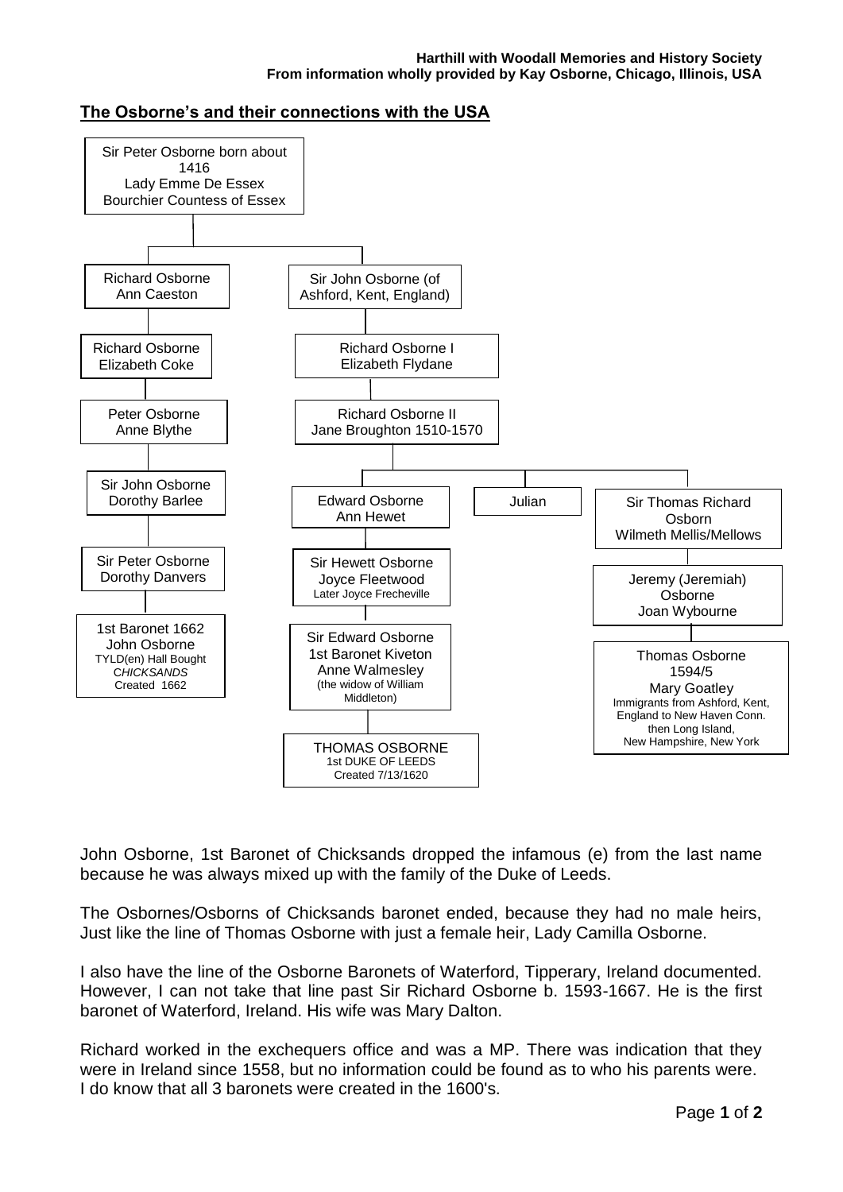**Harthill with Woodall Memories and History Society**
**From information wholly provided by Kay Osborne, Chicago, Illinois, USA**

## The Osborne's and their connections with the USA

- Sir Peter Osborne born about 1416 — Lady Emme De Essex Bourchier Countess of Essex
  - Richard Osborne — Ann Caeston
    - Richard Osborne — Elizabeth Coke
      - Peter Osborne — Anne Blythe
        - Sir John Osborne — Dorothy Barlee
          - Sir Peter Osborne — Dorothy Danvers
            - 1st Baronet 1662 John Osborne TYLD(en) Hall Bought *CHICKSANDS* Created 1662
  - Sir John Osborne (of Ashford, Kent, England)
    - Richard Osborne I — Elizabeth Flydane
      - Richard Osborne II — Jane Broughton 1510-1570
        - Edward Osborne — Ann Hewet
          - Sir Hewett Osborne — Joyce Fleetwood (Later Joyce Frecheville)
            - Sir Edward Osborne 1st Baronet Kiveton — Anne Walmesley (the widow of William Middleton)
              - THOMAS OSBORNE 1st DUKE OF LEEDS Created 7/13/1620
        - Julian
        - Sir Thomas Richard Osborn — Wilmeth Mellis/Mellows
          - Jeremy (Jeremiah) Osborne — Joan Wybourne
            - Thomas Osborne 1594/5 — Mary Goatley (Immigrants from Ashford, Kent, England to New Haven Conn. then Long Island, New Hampshire, New York)

John Osborne, 1st Baronet of Chicksands dropped the infamous (e) from the last name because he was always mixed up with the family of the Duke of Leeds.

The Osbornes/Osborns of Chicksands baronet ended, because they had no male heirs, Just like the line of Thomas Osborne with just a female heir, Lady Camilla Osborne.

I also have the line of the Osborne Baronets of Waterford, Tipperary, Ireland documented. However, I can not take that line past Sir Richard Osborne b. 1593-1667. He is the first baronet of Waterford, Ireland. His wife was Mary Dalton.

Richard worked in the exchequers office and was a MP. There was indication that they were in Ireland since 1558, but no information could be found as to who his parents were. I do know that all 3 baronets were created in the 1600's.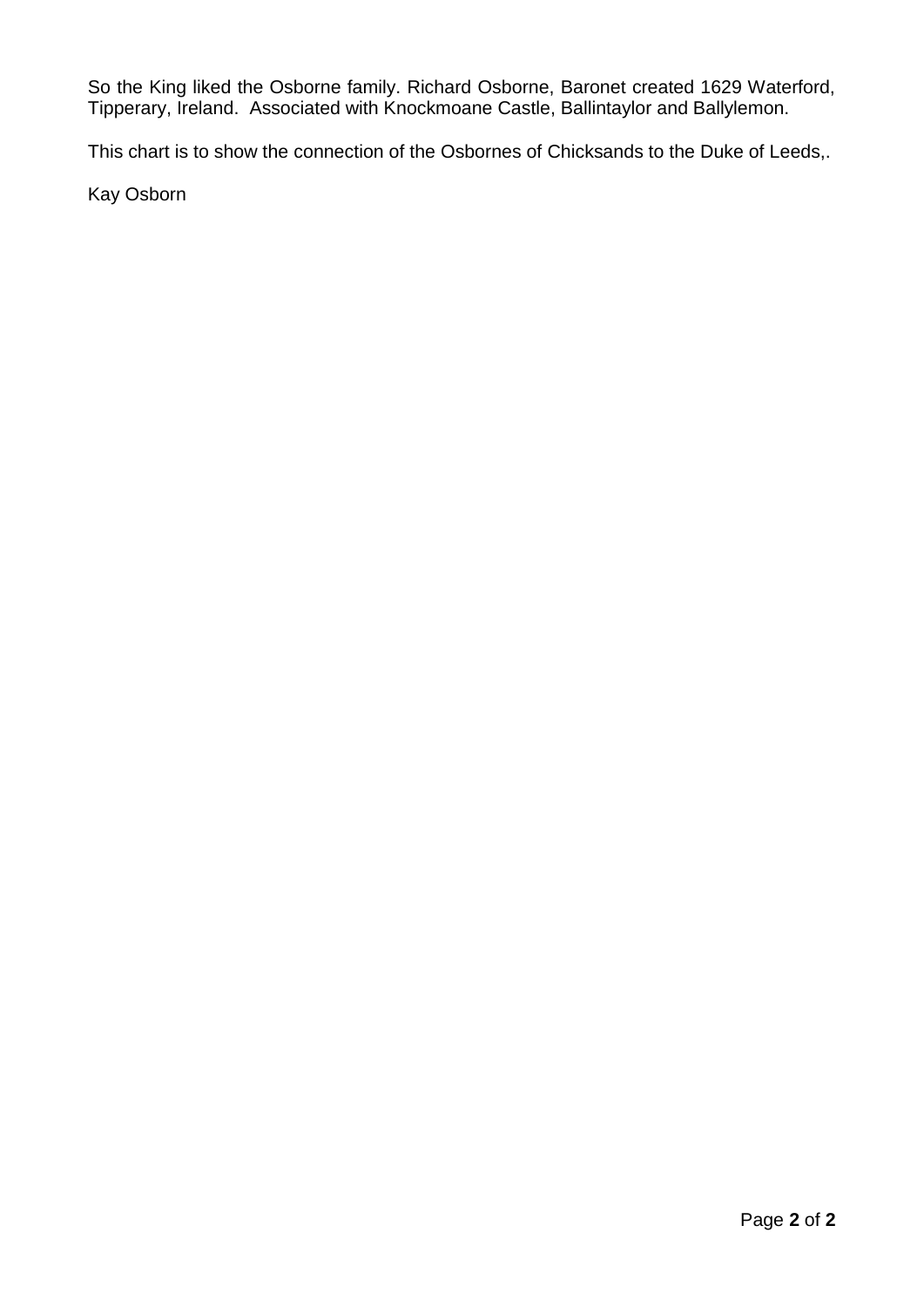So the King liked the Osborne family. Richard Osborne, Baronet created 1629 Waterford, Tipperary, Ireland. Associated with Knockmoane Castle, Ballintaylor and Ballylemon.

This chart is to show the connection of the Osbornes of Chicksands to the Duke of Leeds,.

Kay Osborn